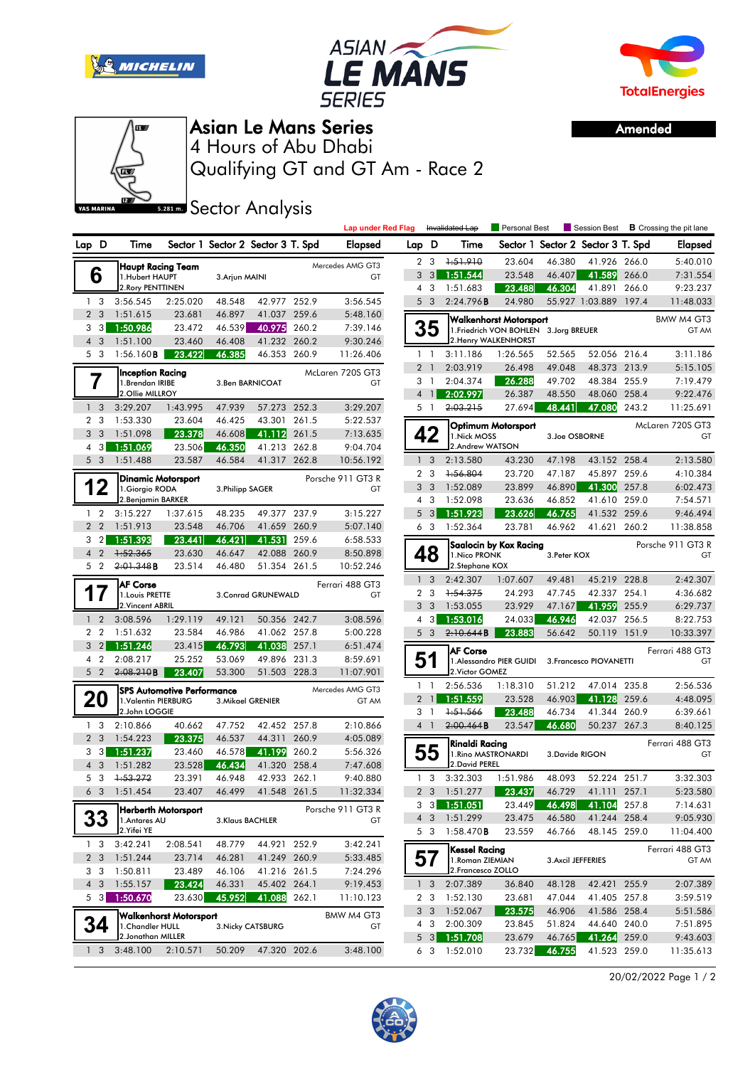# Asian Le Mans Series

## 4 Hours of Abu Dhabi

## Qualifying GT and GT Am - Race 2

**Amended**

## Sector Analysis

YAS MARINA 5.281 m.

Legend: Lap under Red Flag · ~~Invalidated Lap~~ · Personal Best · Session Best · **B** Crossing the pit lane

### 6 — Haupt Racing Team — Mercedes AMG GT3 — GT
1.Hubert HAUPT · 2.Rory PENTTINEN · 3.Arjun MAINI

| Lap | D | Time | Sector 1 | Sector 2 | Sector 3 | T. Spd | Elapsed |
|---|---|---|---|---|---|---|---|
| 1 | 3 | 3:56.545 | 2:25.020 | 48.548 | 42.977 | 252.9 | 3:56.545 |
| 2 | 3 | 1:51.615 | 23.681 | 46.897 | 41.037 | 259.6 | 5:48.160 |
| 3 | 3 | 1:50.986 | 23.472 | 46.539 | 40.975 | 260.2 | 7:39.146 |
| 4 | 3 | 1:51.100 | 23.460 | 46.408 | 41.232 | 260.2 | 9:30.246 |
| 5 | 3 | 1:56.160**B** | 23.422 | 46.385 | 46.353 | 260.9 | 11:26.406 |

### 7 — Inception Racing — McLaren 720S GT3 — GT
1.Brendan IRIBE · 2.Ollie MILLROY · 3.Ben BARNICOAT

| Lap | D | Time | Sector 1 | Sector 2 | Sector 3 | T. Spd | Elapsed |
|---|---|---|---|---|---|---|---|
| 1 | 3 | 3:29.207 | 1:43.995 | 47.939 | 57.273 | 252.3 | 3:29.207 |
| 2 | 3 | 1:53.330 | 23.604 | 46.425 | 43.301 | 261.5 | 5:22.537 |
| 3 | 3 | 1:51.098 | 23.378 | 46.608 | 41.112 | 261.5 | 7:13.635 |
| 4 | 3 | 1:51.069 | 23.506 | 46.350 | 41.213 | 262.8 | 9:04.704 |
| 5 | 3 | 1:51.488 | 23.587 | 46.584 | 41.317 | 262.8 | 10:56.192 |

### 12 — Dinamic Motorsport — Porsche 911 GT3 R — GT
1.Giorgio RODA · 2.Benjamin BARKER · 3.Philipp SAGER

| Lap | D | Time | Sector 1 | Sector 2 | Sector 3 | T. Spd | Elapsed |
|---|---|---|---|---|---|---|---|
| 1 | 2 | 3:15.227 | 1:37.615 | 48.235 | 49.377 | 237.9 | 3:15.227 |
| 2 | 2 | 1:51.913 | 23.548 | 46.706 | 41.659 | 260.9 | 5:07.140 |
| 3 | 2 | 1:51.393 | 23.441 | 46.421 | 41.531 | 259.6 | 6:58.533 |
| 4 | 2 | ~~1:52.365~~ | 23.630 | 46.647 | 42.088 | 260.9 | 8:50.898 |
| 5 | 2 | ~~2:01.348~~**B** | 23.514 | 46.480 | 51.354 | 261.5 | 10:52.246 |

### 17 — AF Corse — Ferrari 488 GT3 — GT
1.Louis PRETTE · 2.Vincent ABRIL · 3.Conrad GRUNEWALD

| Lap | D | Time | Sector 1 | Sector 2 | Sector 3 | T. Spd | Elapsed |
|---|---|---|---|---|---|---|---|
| 1 | 2 | 3:08.596 | 1:29.119 | 49.121 | 50.356 | 242.7 | 3:08.596 |
| 2 | 2 | 1:51.632 | 23.584 | 46.986 | 41.062 | 257.8 | 5:00.228 |
| 3 | 2 | 1:51.246 | 23.415 | 46.793 | 41.038 | 257.1 | 6:51.474 |
| 4 | 2 | 2:08.217 | 25.252 | 53.069 | 49.896 | 231.3 | 8:59.691 |
| 5 | 2 | ~~2:08.210~~**B** | 23.407 | 53.300 | 51.503 | 228.3 | 11:07.901 |

### 20 — SPS Automotive Performance — Mercedes AMG GT3 — GT AM
1.Valentin PIERBURG · 2.John LOGGIE · 3.Mikael GRENIER

| Lap | D | Time | Sector 1 | Sector 2 | Sector 3 | T. Spd | Elapsed |
|---|---|---|---|---|---|---|---|
| 1 | 3 | 2:10.866 | 40.662 | 47.752 | 42.452 | 257.8 | 2:10.866 |
| 2 | 3 | 1:54.223 | 23.375 | 46.537 | 44.311 | 260.9 | 4:05.089 |
| 3 | 3 | 1:51.237 | 23.460 | 46.578 | 41.199 | 260.2 | 5:56.326 |
| 4 | 3 | 1:51.282 | 23.528 | 46.434 | 41.320 | 258.4 | 7:47.608 |
| 5 | 3 | ~~1:53.272~~ | 23.391 | 46.948 | 42.933 | 262.1 | 9:40.880 |
| 6 | 3 | 1:51.454 | 23.407 | 46.499 | 41.548 | 261.5 | 11:32.334 |

### 33 — Herberth Motorsport — Porsche 911 GT3 R — GT
1.Antares AU · 2.Yifei YE · 3.Klaus BACHLER

| Lap | D | Time | Sector 1 | Sector 2 | Sector 3 | T. Spd | Elapsed |
|---|---|---|---|---|---|---|---|
| 1 | 3 | 3:42.241 | 2:08.541 | 48.779 | 44.921 | 252.9 | 3:42.241 |
| 2 | 3 | 1:51.244 | 23.714 | 46.281 | 41.249 | 260.9 | 5:33.485 |
| 3 | 3 | 1:50.811 | 23.489 | 46.106 | 41.216 | 261.5 | 7:24.296 |
| 4 | 3 | 1:55.157 | 23.424 | 46.331 | 45.402 | 264.1 | 9:19.453 |
| 5 | 3 | 1:50.670 | 23.630 | 45.952 | 41.088 | 262.1 | 11:10.123 |

### 34 — Walkenhorst Motorsport — BMW M4 GT3 — GT
1.Chandler HULL · 2.Jonathan MILLER · 3.Nicky CATSBURG

| Lap | D | Time | Sector 1 | Sector 2 | Sector 3 | T. Spd | Elapsed |
|---|---|---|---|---|---|---|---|
| 1 | 3 | 3:48.100 | 2:10.571 | 50.209 | 47.320 | 202.6 | 3:48.100 |
| 2 | 3 | ~~1:51.910~~ | 23.604 | 46.380 | 41.926 | 266.0 | 5:40.010 |
| 3 | 3 | 1:51.544 | 23.548 | 46.407 | 41.589 | 266.0 | 7:31.554 |
| 4 | 3 | 1:51.683 | 23.488 | 46.304 | 41.891 | 266.0 | 9:23.237 |
| 5 | 3 | 2:24.796**B** | 24.980 | 55.927 | 1:03.889 | 197.4 | 11:48.033 |

### 35 — Walkenhorst Motorsport — BMW M4 GT3 — GT AM
1.Friedrich VON BOHLEN · 2.Henry WALKENHORST · 3.Jorg BREUER

| Lap | D | Time | Sector 1 | Sector 2 | Sector 3 | T. Spd | Elapsed |
|---|---|---|---|---|---|---|---|
| 1 | 1 | 3:11.186 | 1:26.565 | 52.565 | 52.056 | 216.4 | 3:11.186 |
| 2 | 1 | 2:03.919 | 26.498 | 49.048 | 48.373 | 213.9 | 5:15.105 |
| 3 | 1 | 2:04.374 | 26.288 | 49.702 | 48.384 | 255.9 | 7:19.479 |
| 4 | 1 | 2:02.997 | 26.387 | 48.550 | 48.060 | 258.4 | 9:22.476 |
| 5 | 1 | ~~2:03.215~~ | 27.694 | 48.441 | 47.080 | 243.2 | 11:25.691 |

### 42 — Optimum Motorsport — McLaren 720S GT3 — GT
1.Nick MOSS · 2.Andrew WATSON · 3.Joe OSBORNE

| Lap | D | Time | Sector 1 | Sector 2 | Sector 3 | T. Spd | Elapsed |
|---|---|---|---|---|---|---|---|
| 1 | 3 | 2:13.580 | 43.230 | 47.198 | 43.152 | 258.4 | 2:13.580 |
| 2 | 3 | ~~1:56.804~~ | 23.720 | 47.187 | 45.897 | 259.6 | 4:10.384 |
| 3 | 3 | 1:52.089 | 23.899 | 46.890 | 41.300 | 257.8 | 6:02.473 |
| 4 | 3 | 1:52.098 | 23.636 | 46.852 | 41.610 | 259.0 | 7:54.571 |
| 5 | 3 | 1:51.923 | 23.626 | 46.765 | 41.532 | 259.6 | 9:46.494 |
| 6 | 3 | 1:52.364 | 23.781 | 46.962 | 41.621 | 260.2 | 11:38.858 |

### 48 — Saalocin by Kox Racing — Porsche 911 GT3 R — GT
1.Nico PRONK · 2.Stephane KOX · 3.Peter KOX

| Lap | D | Time | Sector 1 | Sector 2 | Sector 3 | T. Spd | Elapsed |
|---|---|---|---|---|---|---|---|
| 1 | 3 | 2:42.307 | 1:07.607 | 49.481 | 45.219 | 228.8 | 2:42.307 |
| 2 | 3 | ~~1:54.375~~ | 24.293 | 47.745 | 42.337 | 254.1 | 4:36.682 |
| 3 | 3 | 1:53.055 | 23.929 | 47.167 | 41.959 | 255.9 | 6:29.737 |
| 4 | 3 | 1:53.016 | 24.033 | 46.946 | 42.037 | 256.5 | 8:22.753 |
| 5 | 3 | ~~2:10.644~~**B** | 23.883 | 56.642 | 50.119 | 151.9 | 10:33.397 |

### 51 — AF Corse — Ferrari 488 GT3 — GT
1.Alessandro PIER GUIDI · 2.Victor GOMEZ · 3.Francesco PIOVANETTI

| Lap | D | Time | Sector 1 | Sector 2 | Sector 3 | T. Spd | Elapsed |
|---|---|---|---|---|---|---|---|
| 1 | 1 | 2:56.536 | 1:18.310 | 51.212 | 47.014 | 235.8 | 2:56.536 |
| 2 | 1 | 1:51.559 | 23.528 | 46.903 | 41.128 | 259.6 | 4:48.095 |
| 3 | 1 | ~~1:51.566~~ | 23.488 | 46.734 | 41.344 | 260.9 | 6:39.661 |
| 4 | 1 | ~~2:00.464~~**B** | 23.547 | 46.680 | 50.237 | 267.3 | 8:40.125 |

### 55 — Rinaldi Racing — Ferrari 488 GT3 — GT
1.Rino MASTRONARDI · 2.David PEREL · 3.Davide RIGON

| Lap | D | Time | Sector 1 | Sector 2 | Sector 3 | T. Spd | Elapsed |
|---|---|---|---|---|---|---|---|
| 1 | 3 | 3:32.303 | 1:51.986 | 48.093 | 52.224 | 251.7 | 3:32.303 |
| 2 | 3 | 1:51.277 | 23.437 | 46.729 | 41.111 | 257.1 | 5:23.580 |
| 3 | 3 | 1:51.051 | 23.449 | 46.498 | 41.104 | 257.8 | 7:14.631 |
| 4 | 3 | 1:51.299 | 23.475 | 46.580 | 41.244 | 258.4 | 9:05.930 |
| 5 | 3 | 1:58.470**B** | 23.559 | 46.766 | 48.145 | 259.0 | 11:04.400 |

### 57 — Kessel Racing — Ferrari 488 GT3 — GT AM
1.Roman ZIEMIAN · 2.Francesco ZOLLO · 3.Axcil JEFFERIES

| Lap | D | Time | Sector 1 | Sector 2 | Sector 3 | T. Spd | Elapsed |
|---|---|---|---|---|---|---|---|
| 1 | 3 | 2:07.389 | 36.840 | 48.128 | 42.421 | 255.9 | 2:07.389 |
| 2 | 3 | 1:52.130 | 23.681 | 47.044 | 41.405 | 257.8 | 3:59.519 |
| 3 | 3 | 1:52.067 | 23.575 | 46.906 | 41.586 | 258.4 | 5:51.586 |
| 4 | 3 | 2:00.309 | 23.845 | 51.824 | 44.640 | 240.0 | 7:51.895 |
| 5 | 3 | 1:51.708 | 23.679 | 46.765 | 41.264 | 259.0 | 9:43.603 |
| 6 | 3 | 1:52.010 | 23.732 | 46.755 | 41.523 | 259.0 | 11:35.613 |

20/02/2022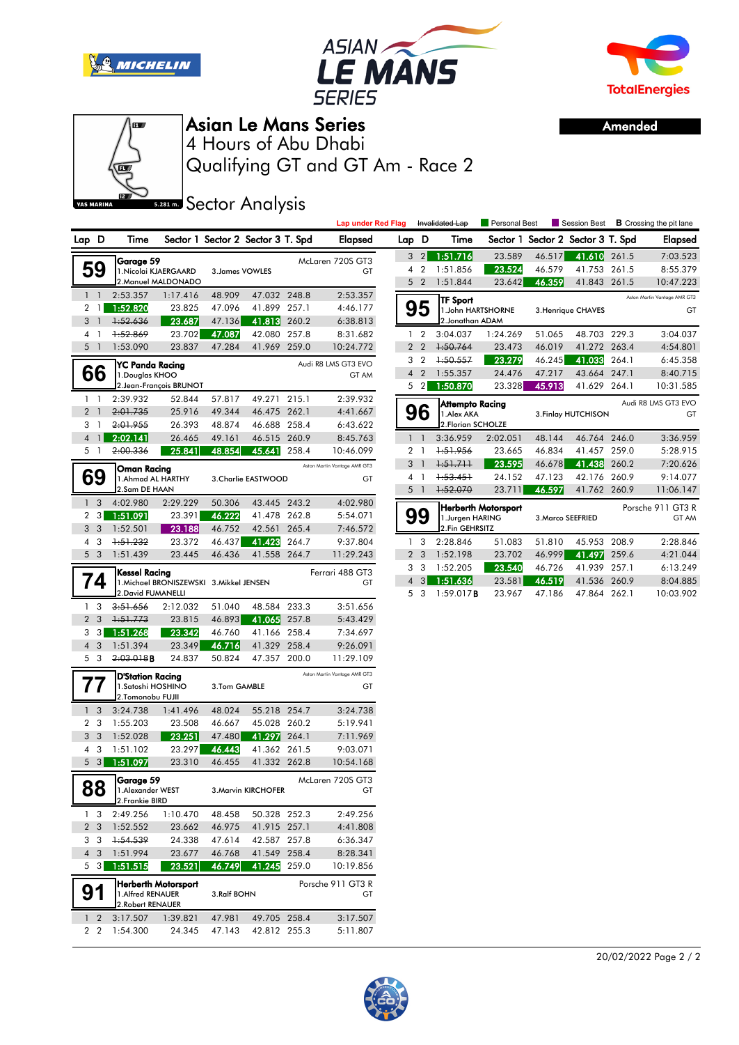# Asian Le Mans Series

## 4 Hours of Abu Dhabi

## Qualifying GT and GT Am - Race 2

**Amended**

### Sector Analysis

Lap under Red Flag | ~~Invalidated Lap~~ | Personal Best | Session Best | **B** Crossing the pit lane

**59 — Garage 59** — McLaren 720S GT3 — GT
1.Nicolai KJAERGAARD, 2.Manuel MALDONADO, 3.James VOWLES

| Lap | D | Time | Sector 1 | Sector 2 | Sector 3 | T. Spd | Elapsed |
|---|---|---|---|---|---|---|---|
| 1 | 1 | 2:53.357 | 1:17.416 | 48.909 | 47.032 | 248.8 | 2:53.357 |
| 2 | 1 | 1:52.820 | 23.825 | 47.096 | 41.899 | 257.1 | 4:46.177 |
| 3 | 1 | ~~1:52.636~~ | 23.687 | 47.136 | 41.813 | 260.2 | 6:38.813 |
| 4 | 1 | ~~1:52.869~~ | 23.702 | 47.087 | 42.080 | 257.8 | 8:31.682 |
| 5 | 1 | 1:53.090 | 23.837 | 47.284 | 41.969 | 259.0 | 10:24.772 |

**66 — YC Panda Racing** — Audi R8 LMS GT3 EVO — GT AM
1.Douglas KHOO, 2.Jean-François BRUNOT

| Lap | D | Time | Sector 1 | Sector 2 | Sector 3 | T. Spd | Elapsed |
|---|---|---|---|---|---|---|---|
| 1 | 1 | 2:39.932 | 52.844 | 57.817 | 49.271 | 215.1 | 2:39.932 |
| 2 | 1 | ~~2:01.735~~ | 25.916 | 49.344 | 46.475 | 262.1 | 4:41.667 |
| 3 | 1 | ~~2:01.955~~ | 26.393 | 48.874 | 46.688 | 258.4 | 6:43.622 |
| 4 | 1 | 2:02.141 | 26.465 | 49.161 | 46.515 | 260.9 | 8:45.763 |
| 5 | 1 | ~~2:00.336~~ | 25.841 | 48.854 | 45.641 | 258.4 | 10:46.099 |

**69 — Oman Racing** — Aston Martin Vantage AMR GT3 — GT
1.Ahmad AL HARTHY, 2.Sam DE HAAN, 3.Charlie EASTWOOD

| Lap | D | Time | Sector 1 | Sector 2 | Sector 3 | T. Spd | Elapsed |
|---|---|---|---|---|---|---|---|
| 1 | 3 | 4:02.980 | 2:29.229 | 50.306 | 43.445 | 243.2 | 4:02.980 |
| 2 | 3 | 1:51.091 | 23.391 | 46.222 | 41.478 | 262.8 | 5:54.071 |
| 3 | 3 | 1:52.501 | 23.188 | 46.752 | 42.561 | 265.4 | 7:46.572 |
| 4 | 3 | ~~1:51.232~~ | 23.372 | 46.437 | 41.423 | 264.7 | 9:37.804 |
| 5 | 3 | 1:51.439 | 23.445 | 46.436 | 41.558 | 264.7 | 11:29.243 |

**74 — Kessel Racing** — Ferrari 488 GT3 — GT
1.Michael BRONISZEWSKI, 2.David FUMANELLI, 3.Mikkel JENSEN

| Lap | D | Time | Sector 1 | Sector 2 | Sector 3 | T. Spd | Elapsed |
|---|---|---|---|---|---|---|---|
| 1 | 3 | ~~3:51.656~~ | 2:12.032 | 51.040 | 48.584 | 233.3 | 3:51.656 |
| 2 | 3 | ~~1:51.773~~ | 23.815 | 46.893 | 41.065 | 257.8 | 5:43.429 |
| 3 | 3 | 1:51.268 | 23.342 | 46.760 | 41.166 | 258.4 | 7:34.697 |
| 4 | 3 | 1:51.394 | 23.349 | 46.716 | 41.329 | 258.4 | 9:26.091 |
| 5 | 3 | ~~2:03.018~~ **B** | 24.837 | 50.824 | 47.357 | 200.0 | 11:29.109 |

**77 — D'Station Racing** — Aston Martin Vantage AMR GT3 — GT
1.Satoshi HOSHINO, 2.Tomonobu FUJII, 3.Tom GAMBLE

| Lap | D | Time | Sector 1 | Sector 2 | Sector 3 | T. Spd | Elapsed |
|---|---|---|---|---|---|---|---|
| 1 | 3 | 3:24.738 | 1:41.496 | 48.024 | 55.218 | 254.7 | 3:24.738 |
| 2 | 3 | 1:55.203 | 23.508 | 46.667 | 45.028 | 260.2 | 5:19.941 |
| 3 | 3 | 1:52.028 | 23.251 | 47.480 | 41.297 | 264.1 | 7:11.969 |
| 4 | 3 | 1:51.102 | 23.297 | 46.443 | 41.362 | 261.5 | 9:03.071 |
| 5 | 3 | 1:51.097 | 23.310 | 46.455 | 41.332 | 262.8 | 10:54.168 |

**88 — Garage 59** — McLaren 720S GT3 — GT
1.Alexander WEST, 2.Frankie BIRD, 3.Marvin KIRCHOFER

| Lap | D | Time | Sector 1 | Sector 2 | Sector 3 | T. Spd | Elapsed |
|---|---|---|---|---|---|---|---|
| 1 | 3 | 2:49.256 | 1:10.470 | 48.458 | 50.328 | 252.3 | 2:49.256 |
| 2 | 3 | 1:52.552 | 23.662 | 46.975 | 41.915 | 257.1 | 4:41.808 |
| 3 | 3 | ~~1:54.539~~ | 24.338 | 47.614 | 42.587 | 257.8 | 6:36.347 |
| 4 | 3 | 1:51.994 | 23.677 | 46.768 | 41.549 | 258.4 | 8:28.341 |
| 5 | 3 | 1:51.515 | 23.521 | 46.749 | 41.245 | 259.0 | 10:19.856 |

**91 — Herberth Motorsport** — Porsche 911 GT3 R — GT
1.Alfred RENAUER, 2.Robert RENAUER, 3.Ralf BOHN

| Lap | D | Time | Sector 1 | Sector 2 | Sector 3 | T. Spd | Elapsed |
|---|---|---|---|---|---|---|---|
| 1 | 2 | 3:17.507 | 1:39.821 | 47.981 | 49.705 | 258.4 | 3:17.507 |
| 2 | 2 | 1:54.300 | 24.345 | 47.143 | 42.812 | 255.3 | 5:11.807 |
| 3 | 2 | 1:51.716 | 23.589 | 46.517 | 41.610 | 261.5 | 7:03.523 |
| 4 | 2 | 1:51.856 | 23.524 | 46.579 | 41.753 | 261.5 | 8:55.379 |
| 5 | 2 | 1:51.844 | 23.642 | 46.359 | 41.843 | 261.5 | 10:47.223 |

**95 — TF Sport** — Aston Martin Vantage AMR GT3 — GT
1.John HARTSHORNE, 2.Jonathan ADAM, 3.Henrique CHAVES

| Lap | D | Time | Sector 1 | Sector 2 | Sector 3 | T. Spd | Elapsed |
|---|---|---|---|---|---|---|---|
| 1 | 2 | 3:04.037 | 1:24.269 | 51.065 | 48.703 | 229.3 | 3:04.037 |
| 2 | 2 | ~~1:50.764~~ | 23.473 | 46.019 | 41.272 | 263.4 | 4:54.801 |
| 3 | 2 | ~~1:50.557~~ | 23.279 | 46.245 | 41.033 | 264.1 | 6:45.358 |
| 4 | 2 | 1:55.357 | 24.476 | 47.217 | 43.664 | 247.1 | 8:40.715 |
| 5 | 2 | 1:50.870 | 23.328 | 45.913 | 41.629 | 264.1 | 10:31.585 |

**96 — Attempto Racing** — Audi R8 LMS GT3 EVO — GT
1.Alex AKA, 2.Florian SCHOLZE, 3.Finlay HUTCHISON

| Lap | D | Time | Sector 1 | Sector 2 | Sector 3 | T. Spd | Elapsed |
|---|---|---|---|---|---|---|---|
| 1 | 1 | 3:36.959 | 2:02.051 | 48.144 | 46.764 | 246.0 | 3:36.959 |
| 2 | 1 | ~~1:51.956~~ | 23.665 | 46.834 | 41.457 | 259.0 | 5:28.915 |
| 3 | 1 | ~~1:51.711~~ | 23.595 | 46.678 | 41.438 | 260.2 | 7:20.626 |
| 4 | 1 | ~~1:53.451~~ | 24.152 | 47.123 | 42.176 | 260.9 | 9:14.077 |
| 5 | 1 | ~~1:52.070~~ | 23.711 | 46.597 | 41.762 | 260.9 | 11:06.147 |

**99 — Herberth Motorsport** — Porsche 911 GT3 R — GT AM
1.Jurgen HARING, 2.Fin GEHRSITZ, 3.Marco SEEFRIED

| Lap | D | Time | Sector 1 | Sector 2 | Sector 3 | T. Spd | Elapsed |
|---|---|---|---|---|---|---|---|
| 1 | 3 | 2:28.846 | 51.083 | 51.810 | 45.953 | 208.9 | 2:28.846 |
| 2 | 3 | 1:52.198 | 23.702 | 46.999 | 41.497 | 259.6 | 4:21.044 |
| 3 | 3 | 1:52.205 | 23.540 | 46.726 | 41.939 | 257.1 | 6:13.249 |
| 4 | 3 | 1:51.636 | 23.581 | 46.519 | 41.536 | 260.9 | 8:04.885 |
| 5 | 3 | 1:59.017 **B** | 23.967 | 47.186 | 47.864 | 262.1 | 10:03.902 |

20/02/2022